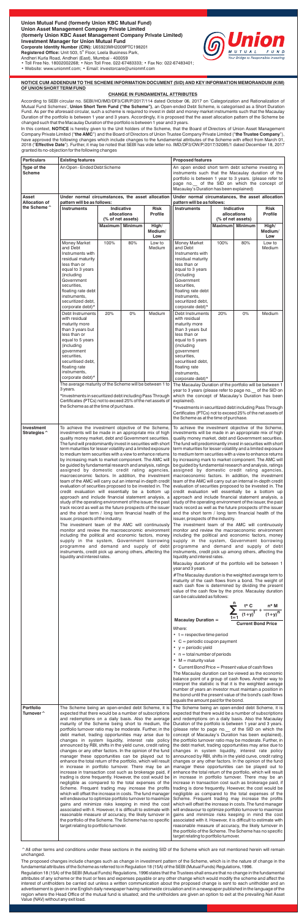**Union Mutual Fund (formerly Union KBC Mutual Fund)**
**Union Asset Management Company Private Limited**
**(formerly Union KBC Asset Management Company Private Limited)**
**Investment Manager for Union Mutual Fund**
**Corporate Identity Number (CIN):** U65923MH2009PTC198201
**Registered Office:** Unit 503, 5th Floor, Leela Business Park,
Andheri Kurla Road, Andheri (East), Mumbai - 400059
• Toll Free No. 18002002268; • Non Toll Free. 022-67483333; • Fax No: 022-67483401;
• Website: www.unionmf.com; • Email: investorcare@unionmf.com

## NOTICE CUM ADDENDUM TO THE SCHEME INFORMATION DOCUMENT (SID) AND KEY INFORMATION MEMORANDUM (KIM) OF UNION SHORT TERM FUND

### CHANGE IN FUNDAMENTAL ATTRIBUTES

According to SEBI circular no. SEBI/HO/IMD/DF3/CIR/P/2017/114 dated October 06, 2017 on 'Categorization and Rationalization of Mutual Fund Schemes', **Union Short Term Fund ("the Scheme")**, an Open-ended Debt Scheme, is categorised as a Short Duration Fund. As per the aforesaid circular, such a scheme is required to invest in debt and money market instruments such that the Macaulay Duration of the portfolio is between 1 year and 3 years. Accordingly, it is proposed that the asset allocation pattern of the Scheme be changed such that the Macaulay Duration of the portfolio is between 1 year and 3 years.

In this context, **NOTICE** is hereby given to the Unit holders of the Scheme, that the Board of Directors of Union Asset Management Company Private Limited ("**the AMC**") and the Board of Directors of Union Trustee Company Private Limited ("**the Trustee Company**"), have approved the following changes which include changes to the fundamental attributes of the Scheme with effect from March 01, 2018 ("**Effective Date**"). Further, it may be noted that SEBI has vide letter no. IMD/DF3/OW/P/2017/32085/1 dated December 18, 2017 granted its no-objection for the following changes

| Particulars | Existing features | Proposed features |
|---|---|---|
| Type of the Scheme | An Open - Ended Debt Scheme | An open ended short term debt scheme investing in instruments such that the Macaulay duration of the portfolio is between 1 year to 3 years. (please refer to page no.__ of the SID on which the concept of Macaulay's Duration has been explained) |
| Asset Allocation of the Scheme ^ | Under normal circumstances, the asset allocation pattern will be as follows: (see table A below) | Under normal circumstances, the asset allocation pattern will be as follows: (see table B below) |

**Table A – Existing asset allocation**

| Instruments | Indicative allocations (% of net assets) | | Risk Profile |
|---|---|---|---|
| | Maximum | Minimum | High/ Medium/ Low |
| Money Market and Debt Instruments with residual maturity less than or equal to 3 years (including Government securities, floating rate debt instruments, securitized debt, corporate debt)* | 100% | 80% | Low to Medium |
| Debt Instruments with residual maturity more than 3 years but less than or equal to 5 years (including government securities, securitised debt, floating rate instruments, corporate debt)* | 20% | 0% | Medium |

The average maturity of the Scheme will be between 1 to 3 years.

*Investments in securitized debt including Pass Through Certificates (PTCs) not to exceed 25% of the net assets of the Scheme as at the time of purchase.

**Table B – Proposed asset allocation**

| Instruments | Indicative allocations (% of net assets) | | Risk Profile |
|---|---|---|---|
| | Maximum | Minimum | High/ Medium/ Low |
| Money Market and Debt Instruments with residual maturity less than or equal to 3 years (including Government securities, floating rate debt instruments, securitized debt, corporate debt)* | 100% | 80% | Low to Medium |
| Debt Instruments with residual maturity more than 3 years but less than or equal to 5 years (including government securities, securitised debt, floating rate instruments, corporate debt)* | 20% | 0% | Medium |

The Macaulay Duration of the portfolio will be between 1 year to 3 years (please refer to page no.__ of the SID on which the concept of Macaulay's Duration has been explained).

*Investments in securitized debt including Pass Through Certificates (PTCs) not to exceed 25% of the net assets of the Scheme as at the time of purchase.

**Investment Strategies ^**

*Existing features:*

To achieve the investment objective of the Scheme, investments will be made in an appropriate mix of high quality money market, debt and Government securities. The fund will predominantly invest in securities with short term maturities for lesser volatility and a limited exposure to medium term securities with a view to enhance returns by increasing mark to market component. The AMC will be guided by fundamental research and analysis, ratings assigned by domestic credit rating agencies, macroeconomic factors. In addition, the investment team of the AMC will carry out an internal in-depth credit evaluation of securities proposed to be invested in. The credit evaluation will essentially be a bottom up approach and include financial statement analysis, a study of the operating environment of the issuer, the past track record as well as the future prospects of the issuer and the short term / long term financial health of the issuer, prospects of the industry.

The investment team of the AMC will continuously monitor and review the macroeconomic environment including the political and economic factors, money supply in the system, Government borrowing programme and demand and supply of debt instruments, credit pick up amongst others, affecting the liquidity and interest rates.

*Proposed features:*

To achieve the investment objective of the Scheme, investments will be made in an appropriate mix of high quality money market, debt and Government securities. The fund will predominantly invest in securities with short term maturities for lesser volatility and a limited exposure to medium term securities with a view to enhance returns by increasing mark to market component. The AMC will be guided by fundamental research and analysis, ratings assigned by domestic credit rating agencies, macroeconomic factors. In addition, the investment team of the AMC will carry out an internal in-depth credit evaluation of securities proposed to be invested in. The credit evaluation will essentially be a bottom up approach and include financial statement analysis, a study of the operating environment of the issuer, the past track record as well as the future prospects of the issuer and the short term / long term financial health of the issuer, prospects of the industry.

The investment team of the AMC will continuously monitor and review the macroeconomic environment including the political and economic factors, money supply in the system, Government borrowing programme and demand and supply of debt instruments, credit pick up amongst others, affecting the liquidity and interest rates.

Macaulay duration# of the portfolio will be between 1 year and 3 years.

#The Macaulay duration is the weighted average term to maturity of the cash flows from a bond. The weight of each cash flow is determined by dividing the present value of the cash flow by the price. Macaulay duration can be calculated as follows:

$$\text{Macaulay Duration} = \frac{\sum_{t=1}^{n} \frac{t * C}{(1+y)^t} + \frac{n * M}{(1+y)^n}}{\text{Current Bond Price}}$$

Where:

- t = respective time period
- C = periodic coupon payment
- y = periodic yield
- n = total number of periods
- M = maturity value
- Current Bond Price = Present value of cash flows

The Macaulay duration can be viewed as the economic balance point of a group of cash flows. Another way to interpret the statistic is that it is the weighted average number of years an investor must maintain a position in the bond until the present value of the bond's cash flows equals the amount paid for the bond.

**Portfolio Turnover ^**

*Existing features:*

The Scheme being an open-ended debt Scheme, it is expected that there would be a number of subscriptions and redemptions on a daily basis. Also the average maturity of the Scheme being short to medium, the portfolio turnover ratio may be moderate. Further, in the debt market, trading opportunities may arise due to changes in system liquidity, interest rate policy announced by RBI, shifts in the yield curve, credit rating changes or any other factors. In the opinion of the fund manager these opportunities can be played out to enhance the total return of the portfolio, which will result in increase in portfolio turnover. There may be an increase in transaction cost such as brokerage paid, if trading is done frequently. However, the cost would be negligible as compared to the total expenses of the Scheme. Frequent trading may increase the profits which will offset the increase in costs. The fund manager will endeavour to optimize portfolio turnover to maximize gains and minimize risks keeping in mind the cost associated with it. However, it is difficult to estimate with reasonable measure of accuracy, the likely turnover in the portfolio of the Scheme. The Scheme has no specific target relating to portfolio turnover.

*Proposed features:*

The Scheme being an open-ended debt Scheme, it is expected that there would be a number of subscriptions and redemptions on a daily basis. Also the Macaulay Duration of the portfolio is between 1 year and 3 years (please refer to page no.__ of the SID on which the concept of Macaulay's Duration has been explained), the portfolio turnover ratio may be moderate. Further, in the debt market, trading opportunities may arise due to changes in system liquidity, interest rate policy announced by RBI, shifts in the yield curve, credit rating changes or any other factors. In the opinion of the fund manager these opportunities can be played out to enhance the total return of the portfolio, which will result in increase in portfolio turnover. There may be an increase in transaction cost such as brokerage paid, if trading is done frequently. However, the cost would be negligible as compared to the total expenses of the Scheme. Frequent trading may increase the profits which will offset the increase in costs. The fund manager will endeavour to optimize portfolio turnover to maximize gains and minimize risks keeping in mind the cost associated with it. However, it is difficult to estimate with reasonable measure of accuracy, the likely turnover in the portfolio of the Scheme. The Scheme has no specific target relating to portfolio turnover.

^ All other terms and conditions under these sections in the existing SID of the Scheme which are not mentioned herein will remain unchanged.

The proposed changes include changes such as change in investment pattern of the Scheme, which is in the nature of change in the fundamental attributes of the Scheme as referred to in Regulation 18 (15A) of the SEBI (Mutual Funds) Regulations, 1996.

Regulation 18 (15A) of the SEBI (Mutual Funds) Regulations, 1996 states that the Trustees shall ensure that no change in the fundamental attributes of any scheme or the trust or fees and expenses payable or any other change which would modify the scheme and affect the interest of unitholders be carried out unless a written communication about the proposed change is sent to each unitholder and an advertisement is given in one English daily newspaper having nationwide circulation and in a newspaper published in the language of the region where the Head Office of the mutual fund is situated; and the unitholders are given an option to exit at the prevailing Net Asset Value (NAV) without any exit load.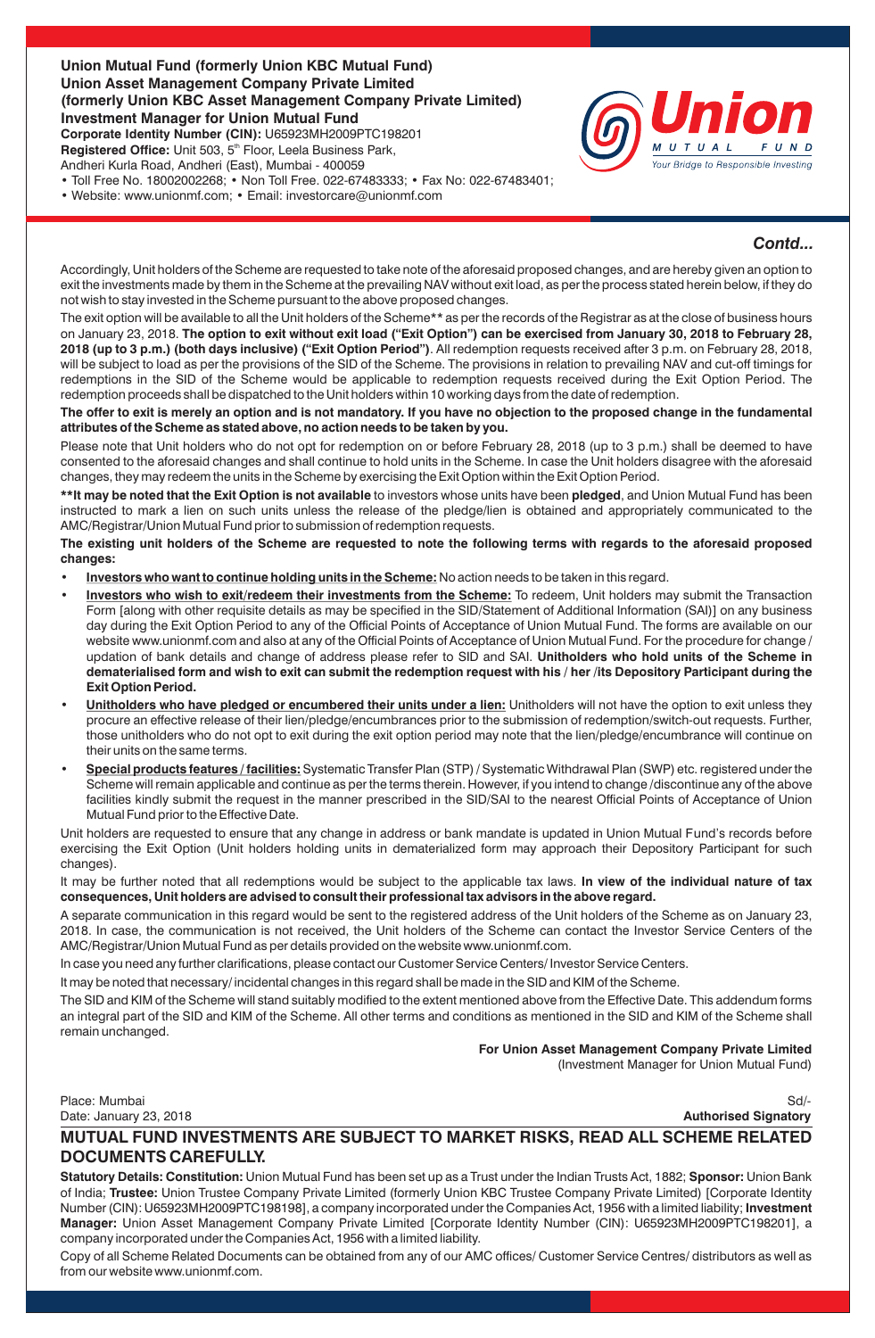**Union Mutual Fund (formerly Union KBC Mutual Fund)**
**Union Asset Management Company Private Limited**
**(formerly Union KBC Asset Management Company Private Limited)**
**Investment Manager for Union Mutual Fund**
**Corporate Identity Number (CIN):** U65923MH2009PTC198201
**Registered Office:** Unit 503, 5th Floor, Leela Business Park, Andheri Kurla Road, Andheri (East), Mumbai - 400059
• Toll Free No. 18002002268; • Non Toll Free. 022-67483333; • Fax No: 022-67483401;
• Website: www.unionmf.com; • Email: investorcare@unionmf.com

Union MUTUAL FUND
Your Bridge to Responsible Investing

***Contd...***

Accordingly, Unit holders of the Scheme are requested to take note of the aforesaid proposed changes, and are hereby given an option to exit the investments made by them in the Scheme at the prevailing NAV without exit load, as per the process stated herein below, if they do not wish to stay invested in the Scheme pursuant to the above proposed changes.

The exit option will be available to all the Unit holders of the Scheme** as per the records of the Registrar as at the close of business hours on January 23, 2018. **The option to exit without exit load ("Exit Option") can be exercised from January 30, 2018 to February 28, 2018 (up to 3 p.m.) (both days inclusive) ("Exit Option Period")**. All redemption requests received after 3 p.m. on February 28, 2018, will be subject to load as per the provisions of the SID of the Scheme. The provisions in relation to prevailing NAV and cut-off timings for redemptions in the SID of the Scheme would be applicable to redemption requests received during the Exit Option Period. The redemption proceeds shall be dispatched to the Unit holders within 10 working days from the date of redemption.

**The offer to exit is merely an option and is not mandatory. If you have no objection to the proposed change in the fundamental attributes of the Scheme as stated above, no action needs to be taken by you.**

Please note that Unit holders who do not opt for redemption on or before February 28, 2018 (up to 3 p.m.) shall be deemed to have consented to the aforesaid changes and shall continue to hold units in the Scheme. In case the Unit holders disagree with the aforesaid changes, they may redeem the units in the Scheme by exercising the Exit Option within the Exit Option Period.

**\*\*It may be noted that the Exit Option is not available** to investors whose units have been **pledged**, and Union Mutual Fund has been instructed to mark a lien on such units unless the release of the pledge/lien is obtained and appropriately communicated to the AMC/Registrar/Union Mutual Fund prior to submission of redemption requests.

**The existing unit holders of the Scheme are requested to note the following terms with regards to the aforesaid proposed changes:**

- **<u>Investors who want to continue holding units in the Scheme:</u>** No action needs to be taken in this regard.
- **<u>Investors who wish to exit/redeem their investments from the Scheme:</u>** To redeem, Unit holders may submit the Transaction Form [along with other requisite details as may be specified in the SID/Statement of Additional Information (SAI)] on any business day during the Exit Option Period to any of the Official Points of Acceptance of Union Mutual Fund. The forms are available on our website www.unionmf.com and also at any of the Official Points of Acceptance of Union Mutual Fund. For the procedure for change / updation of bank details and change of address please refer to SID and SAI. **Unitholders who hold units of the Scheme in dematerialised form and wish to exit can submit the redemption request with his / her /its Depository Participant during the Exit Option Period.**
- **<u>Unitholders who have pledged or encumbered their units under a lien:</u>** Unitholders will not have the option to exit unless they procure an effective release of their lien/pledge/encumbrances prior to the submission of redemption/switch-out requests. Further, those unitholders who do not opt to exit during the exit option period may note that the lien/pledge/encumbrance will continue on their units on the same terms.
- **<u>Special products features / facilities:</u>** Systematic Transfer Plan (STP) / Systematic Withdrawal Plan (SWP) etc. registered under the Scheme will remain applicable and continue as per the terms therein. However, if you intend to change /discontinue any of the above facilities kindly submit the request in the manner prescribed in the SID/SAI to the nearest Official Points of Acceptance of Union Mutual Fund prior to the Effective Date.

Unit holders are requested to ensure that any change in address or bank mandate is updated in Union Mutual Fund's records before exercising the Exit Option (Unit holders holding units in dematerialized form may approach their Depository Participant for such changes).

It may be further noted that all redemptions would be subject to the applicable tax laws. **In view of the individual nature of tax consequences, Unit holders are advised to consult their professional tax advisors in the above regard.**

A separate communication in this regard would be sent to the registered address of the Unit holders of the Scheme as on January 23, 2018. In case, the communication is not received, the Unit holders of the Scheme can contact the Investor Service Centers of the AMC/Registrar/Union Mutual Fund as per details provided on the website www.unionmf.com.

In case you need any further clarifications, please contact our Customer Service Centers/ Investor Service Centers.

It may be noted that necessary/ incidental changes in this regard shall be made in the SID and KIM of the Scheme.

The SID and KIM of the Scheme will stand suitably modified to the extent mentioned above from the Effective Date. This addendum forms an integral part of the SID and KIM of the Scheme. All other terms and conditions as mentioned in the SID and KIM of the Scheme shall remain unchanged.

**For Union Asset Management Company Private Limited**
(Investment Manager for Union Mutual Fund)

Place: Mumbai
Date: January 23, 2018

Sd/-
**Authorised Signatory**

## MUTUAL FUND INVESTMENTS ARE SUBJECT TO MARKET RISKS, READ ALL SCHEME RELATED DOCUMENTS CAREFULLY.

**Statutory Details: Constitution:** Union Mutual Fund has been set up as a Trust under the Indian Trusts Act, 1882; **Sponsor:** Union Bank of India; **Trustee:** Union Trustee Company Private Limited (formerly Union KBC Trustee Company Private Limited) [Corporate Identity Number (CIN): U65923MH2009PTC198198], a company incorporated under the Companies Act, 1956 with a limited liability; **Investment Manager:** Union Asset Management Company Private Limited [Corporate Identity Number (CIN): U65923MH2009PTC198201], a company incorporated under the Companies Act, 1956 with a limited liability.

Copy of all Scheme Related Documents can be obtained from any of our AMC offices/ Customer Service Centres/ distributors as well as from our website www.unionmf.com.